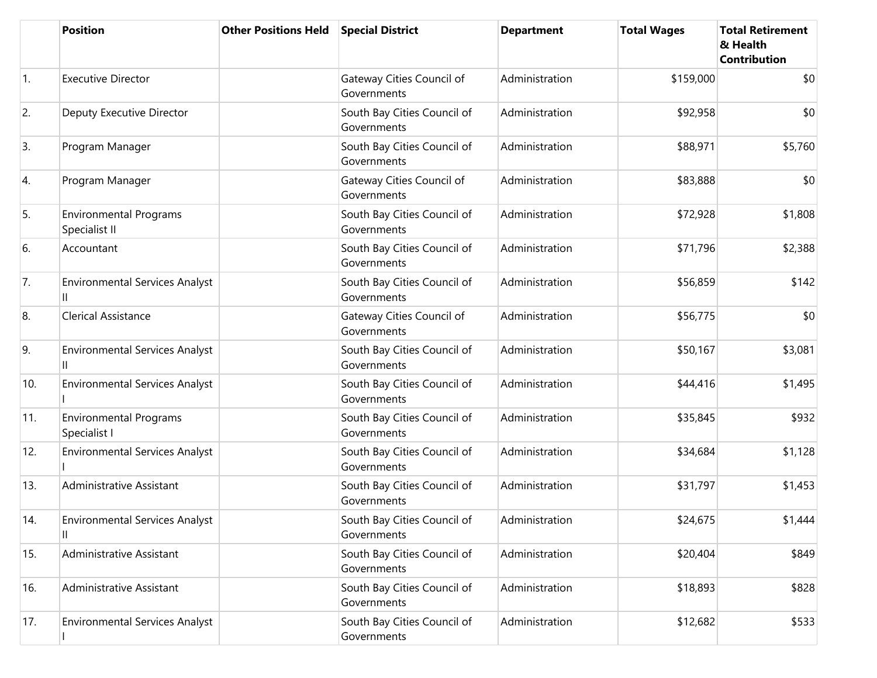| | Position | Other Positions Held | Special District | Department | Total Wages | Total Retirement & Health Contribution |
|---|---|---|---|---|---|---|
| 1. | Executive Director | | Gateway Cities Council of Governments | Administration | $159,000 | $0 |
| 2. | Deputy Executive Director | | South Bay Cities Council of Governments | Administration | $92,958 | $0 |
| 3. | Program Manager | | South Bay Cities Council of Governments | Administration | $88,971 | $5,760 |
| 4. | Program Manager | | Gateway Cities Council of Governments | Administration | $83,888 | $0 |
| 5. | Environmental Programs Specialist II | | South Bay Cities Council of Governments | Administration | $72,928 | $1,808 |
| 6. | Accountant | | South Bay Cities Council of Governments | Administration | $71,796 | $2,388 |
| 7. | Environmental Services Analyst II | | South Bay Cities Council of Governments | Administration | $56,859 | $142 |
| 8. | Clerical Assistance | | Gateway Cities Council of Governments | Administration | $56,775 | $0 |
| 9. | Environmental Services Analyst II | | South Bay Cities Council of Governments | Administration | $50,167 | $3,081 |
| 10. | Environmental Services Analyst I | | South Bay Cities Council of Governments | Administration | $44,416 | $1,495 |
| 11. | Environmental Programs Specialist I | | South Bay Cities Council of Governments | Administration | $35,845 | $932 |
| 12. | Environmental Services Analyst I | | South Bay Cities Council of Governments | Administration | $34,684 | $1,128 |
| 13. | Administrative Assistant | | South Bay Cities Council of Governments | Administration | $31,797 | $1,453 |
| 14. | Environmental Services Analyst II | | South Bay Cities Council of Governments | Administration | $24,675 | $1,444 |
| 15. | Administrative Assistant | | South Bay Cities Council of Governments | Administration | $20,404 | $849 |
| 16. | Administrative Assistant | | South Bay Cities Council of Governments | Administration | $18,893 | $828 |
| 17. | Environmental Services Analyst I | | South Bay Cities Council of Governments | Administration | $12,682 | $533 |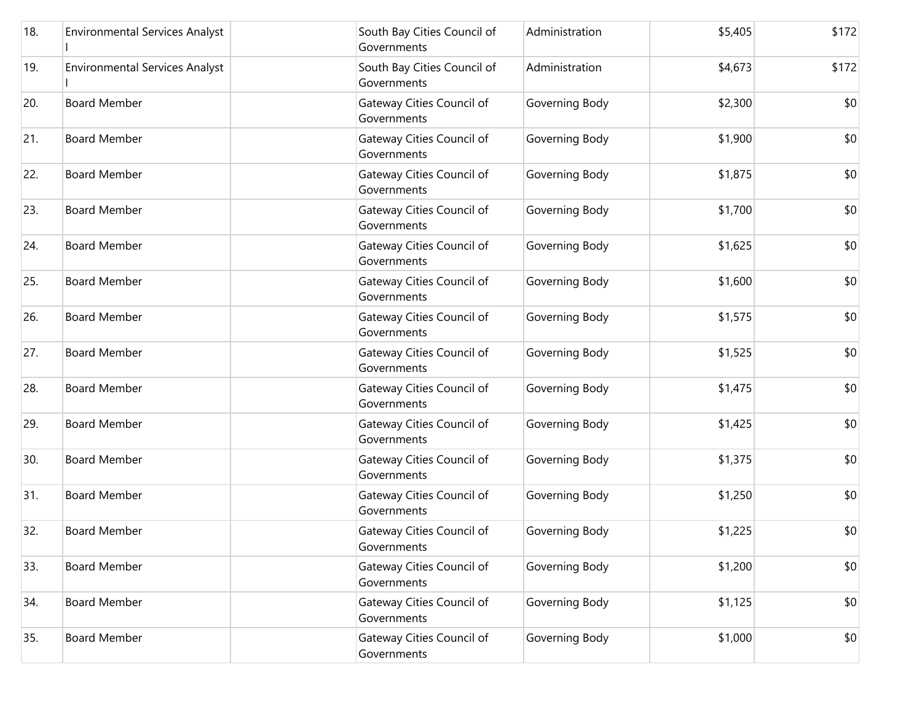| | | | | | | |
|---|---|---|---|---|---|---|
| 18. | Environmental Services Analyst I | | South Bay Cities Council of Governments | Administration | $5,405 | $172 |
| 19. | Environmental Services Analyst I | | South Bay Cities Council of Governments | Administration | $4,673 | $172 |
| 20. | Board Member | | Gateway Cities Council of Governments | Governing Body | $2,300 | $0 |
| 21. | Board Member | | Gateway Cities Council of Governments | Governing Body | $1,900 | $0 |
| 22. | Board Member | | Gateway Cities Council of Governments | Governing Body | $1,875 | $0 |
| 23. | Board Member | | Gateway Cities Council of Governments | Governing Body | $1,700 | $0 |
| 24. | Board Member | | Gateway Cities Council of Governments | Governing Body | $1,625 | $0 |
| 25. | Board Member | | Gateway Cities Council of Governments | Governing Body | $1,600 | $0 |
| 26. | Board Member | | Gateway Cities Council of Governments | Governing Body | $1,575 | $0 |
| 27. | Board Member | | Gateway Cities Council of Governments | Governing Body | $1,525 | $0 |
| 28. | Board Member | | Gateway Cities Council of Governments | Governing Body | $1,475 | $0 |
| 29. | Board Member | | Gateway Cities Council of Governments | Governing Body | $1,425 | $0 |
| 30. | Board Member | | Gateway Cities Council of Governments | Governing Body | $1,375 | $0 |
| 31. | Board Member | | Gateway Cities Council of Governments | Governing Body | $1,250 | $0 |
| 32. | Board Member | | Gateway Cities Council of Governments | Governing Body | $1,225 | $0 |
| 33. | Board Member | | Gateway Cities Council of Governments | Governing Body | $1,200 | $0 |
| 34. | Board Member | | Gateway Cities Council of Governments | Governing Body | $1,125 | $0 |
| 35. | Board Member | | Gateway Cities Council of Governments | Governing Body | $1,000 | $0 |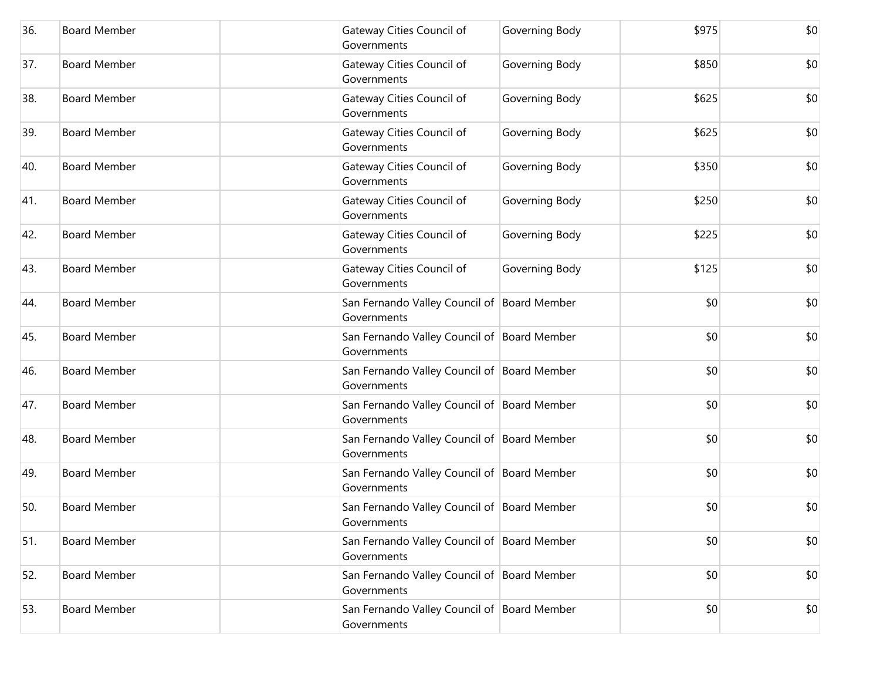| | | | | | | |
|---|---|---|---|---|---|---|
| 36. | Board Member | | Gateway Cities Council of Governments | Governing Body | $975 | $0 |
| 37. | Board Member | | Gateway Cities Council of Governments | Governing Body | $850 | $0 |
| 38. | Board Member | | Gateway Cities Council of Governments | Governing Body | $625 | $0 |
| 39. | Board Member | | Gateway Cities Council of Governments | Governing Body | $625 | $0 |
| 40. | Board Member | | Gateway Cities Council of Governments | Governing Body | $350 | $0 |
| 41. | Board Member | | Gateway Cities Council of Governments | Governing Body | $250 | $0 |
| 42. | Board Member | | Gateway Cities Council of Governments | Governing Body | $225 | $0 |
| 43. | Board Member | | Gateway Cities Council of Governments | Governing Body | $125 | $0 |
| 44. | Board Member | | San Fernando Valley Council of Governments | Board Member | $0 | $0 |
| 45. | Board Member | | San Fernando Valley Council of Governments | Board Member | $0 | $0 |
| 46. | Board Member | | San Fernando Valley Council of Governments | Board Member | $0 | $0 |
| 47. | Board Member | | San Fernando Valley Council of Governments | Board Member | $0 | $0 |
| 48. | Board Member | | San Fernando Valley Council of Governments | Board Member | $0 | $0 |
| 49. | Board Member | | San Fernando Valley Council of Governments | Board Member | $0 | $0 |
| 50. | Board Member | | San Fernando Valley Council of Governments | Board Member | $0 | $0 |
| 51. | Board Member | | San Fernando Valley Council of Governments | Board Member | $0 | $0 |
| 52. | Board Member | | San Fernando Valley Council of Governments | Board Member | $0 | $0 |
| 53. | Board Member | | San Fernando Valley Council of Governments | Board Member | $0 | $0 |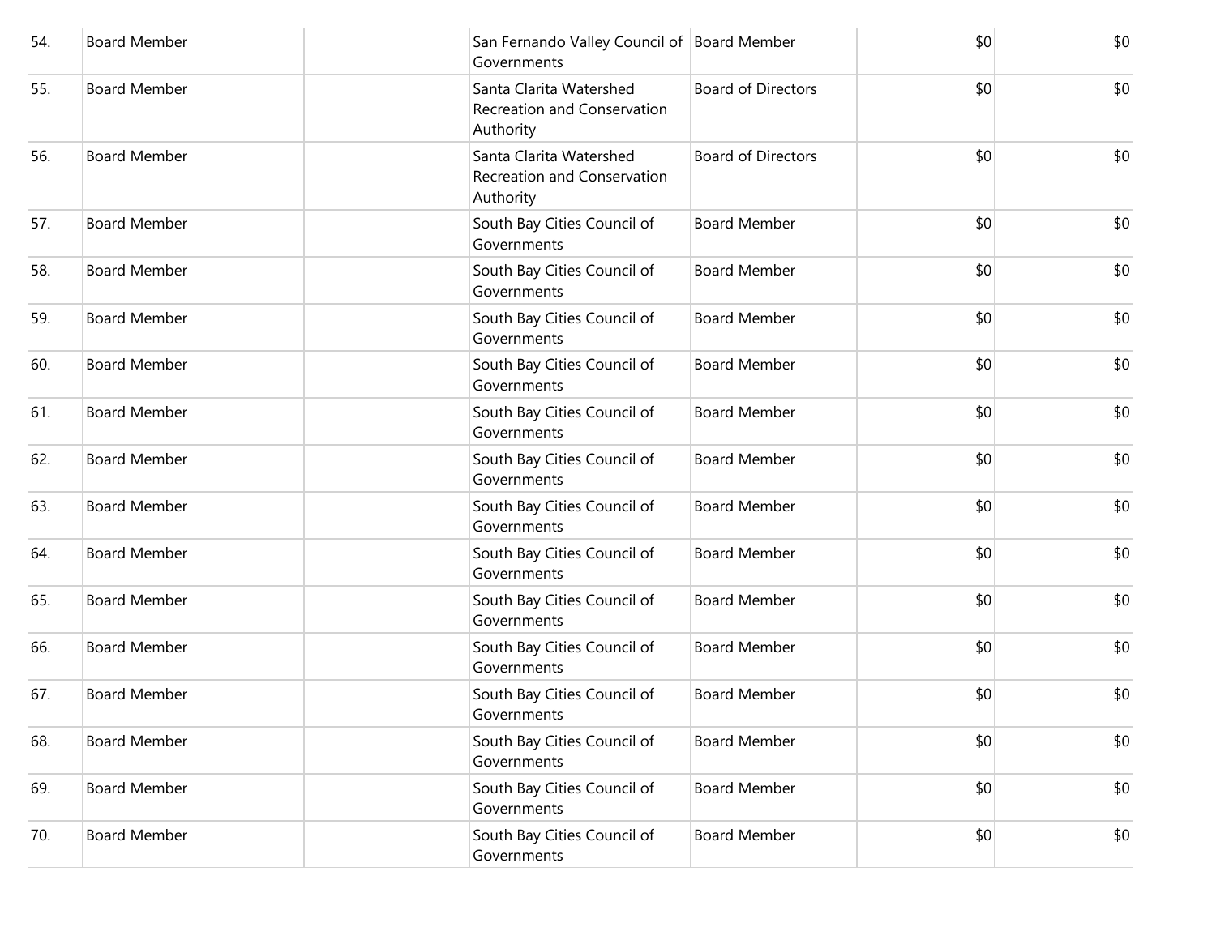| | | | | | | |
|---|---|---|---|---|---|---|
| 54. | Board Member | | San Fernando Valley Council of Governments | Board Member | $0 | $0 |
| 55. | Board Member | | Santa Clarita Watershed Recreation and Conservation Authority | Board of Directors | $0 | $0 |
| 56. | Board Member | | Santa Clarita Watershed Recreation and Conservation Authority | Board of Directors | $0 | $0 |
| 57. | Board Member | | South Bay Cities Council of Governments | Board Member | $0 | $0 |
| 58. | Board Member | | South Bay Cities Council of Governments | Board Member | $0 | $0 |
| 59. | Board Member | | South Bay Cities Council of Governments | Board Member | $0 | $0 |
| 60. | Board Member | | South Bay Cities Council of Governments | Board Member | $0 | $0 |
| 61. | Board Member | | South Bay Cities Council of Governments | Board Member | $0 | $0 |
| 62. | Board Member | | South Bay Cities Council of Governments | Board Member | $0 | $0 |
| 63. | Board Member | | South Bay Cities Council of Governments | Board Member | $0 | $0 |
| 64. | Board Member | | South Bay Cities Council of Governments | Board Member | $0 | $0 |
| 65. | Board Member | | South Bay Cities Council of Governments | Board Member | $0 | $0 |
| 66. | Board Member | | South Bay Cities Council of Governments | Board Member | $0 | $0 |
| 67. | Board Member | | South Bay Cities Council of Governments | Board Member | $0 | $0 |
| 68. | Board Member | | South Bay Cities Council of Governments | Board Member | $0 | $0 |
| 69. | Board Member | | South Bay Cities Council of Governments | Board Member | $0 | $0 |
| 70. | Board Member | | South Bay Cities Council of Governments | Board Member | $0 | $0 |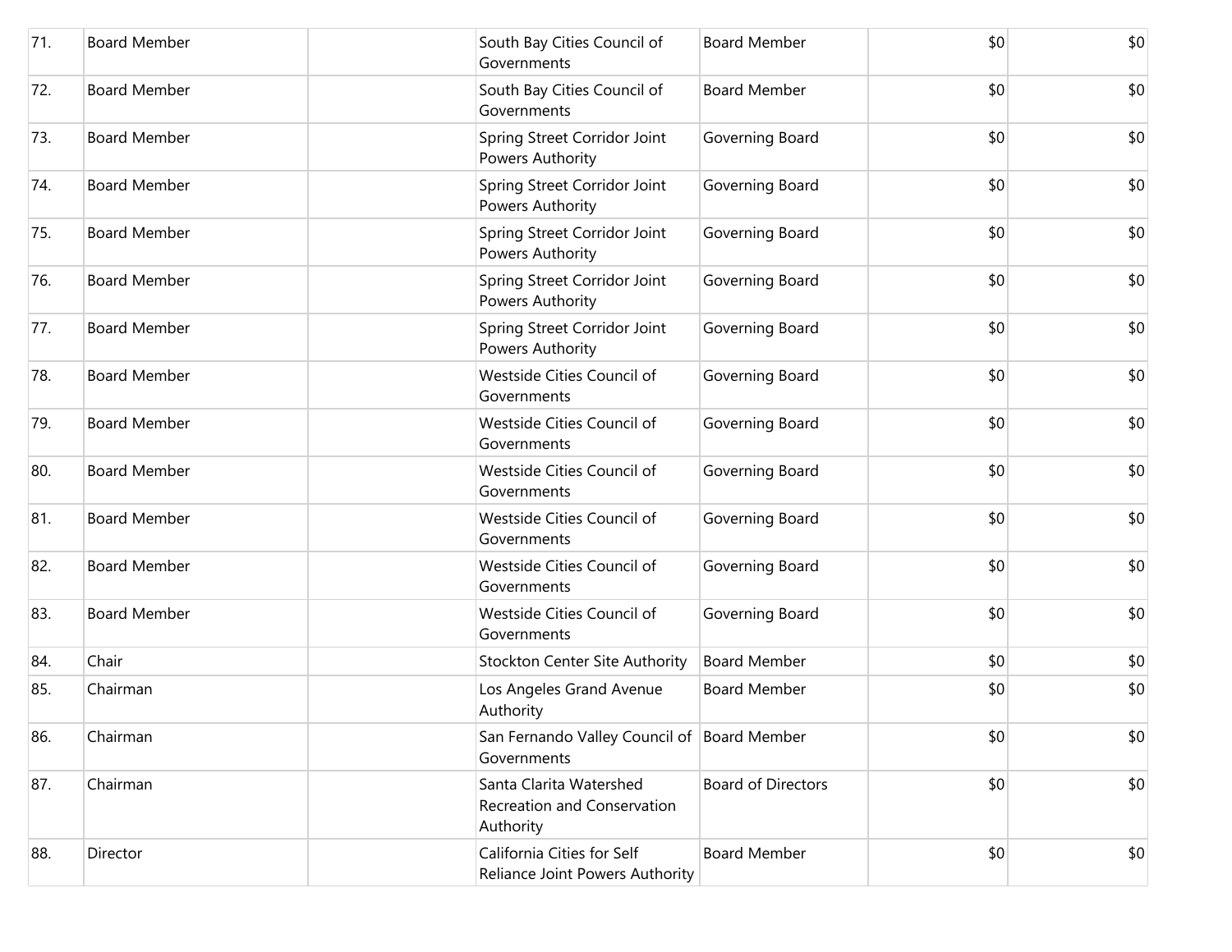| | | | | | | |
|---|---|---|---|---|---|---|
| 71. | Board Member | | South Bay Cities Council of Governments | Board Member | $0 | $0 |
| 72. | Board Member | | South Bay Cities Council of Governments | Board Member | $0 | $0 |
| 73. | Board Member | | Spring Street Corridor Joint Powers Authority | Governing Board | $0 | $0 |
| 74. | Board Member | | Spring Street Corridor Joint Powers Authority | Governing Board | $0 | $0 |
| 75. | Board Member | | Spring Street Corridor Joint Powers Authority | Governing Board | $0 | $0 |
| 76. | Board Member | | Spring Street Corridor Joint Powers Authority | Governing Board | $0 | $0 |
| 77. | Board Member | | Spring Street Corridor Joint Powers Authority | Governing Board | $0 | $0 |
| 78. | Board Member | | Westside Cities Council of Governments | Governing Board | $0 | $0 |
| 79. | Board Member | | Westside Cities Council of Governments | Governing Board | $0 | $0 |
| 80. | Board Member | | Westside Cities Council of Governments | Governing Board | $0 | $0 |
| 81. | Board Member | | Westside Cities Council of Governments | Governing Board | $0 | $0 |
| 82. | Board Member | | Westside Cities Council of Governments | Governing Board | $0 | $0 |
| 83. | Board Member | | Westside Cities Council of Governments | Governing Board | $0 | $0 |
| 84. | Chair | | Stockton Center Site Authority | Board Member | $0 | $0 |
| 85. | Chairman | | Los Angeles Grand Avenue Authority | Board Member | $0 | $0 |
| 86. | Chairman | | San Fernando Valley Council of Governments | Board Member | $0 | $0 |
| 87. | Chairman | | Santa Clarita Watershed Recreation and Conservation Authority | Board of Directors | $0 | $0 |
| 88. | Director | | California Cities for Self Reliance Joint Powers Authority | Board Member | $0 | $0 |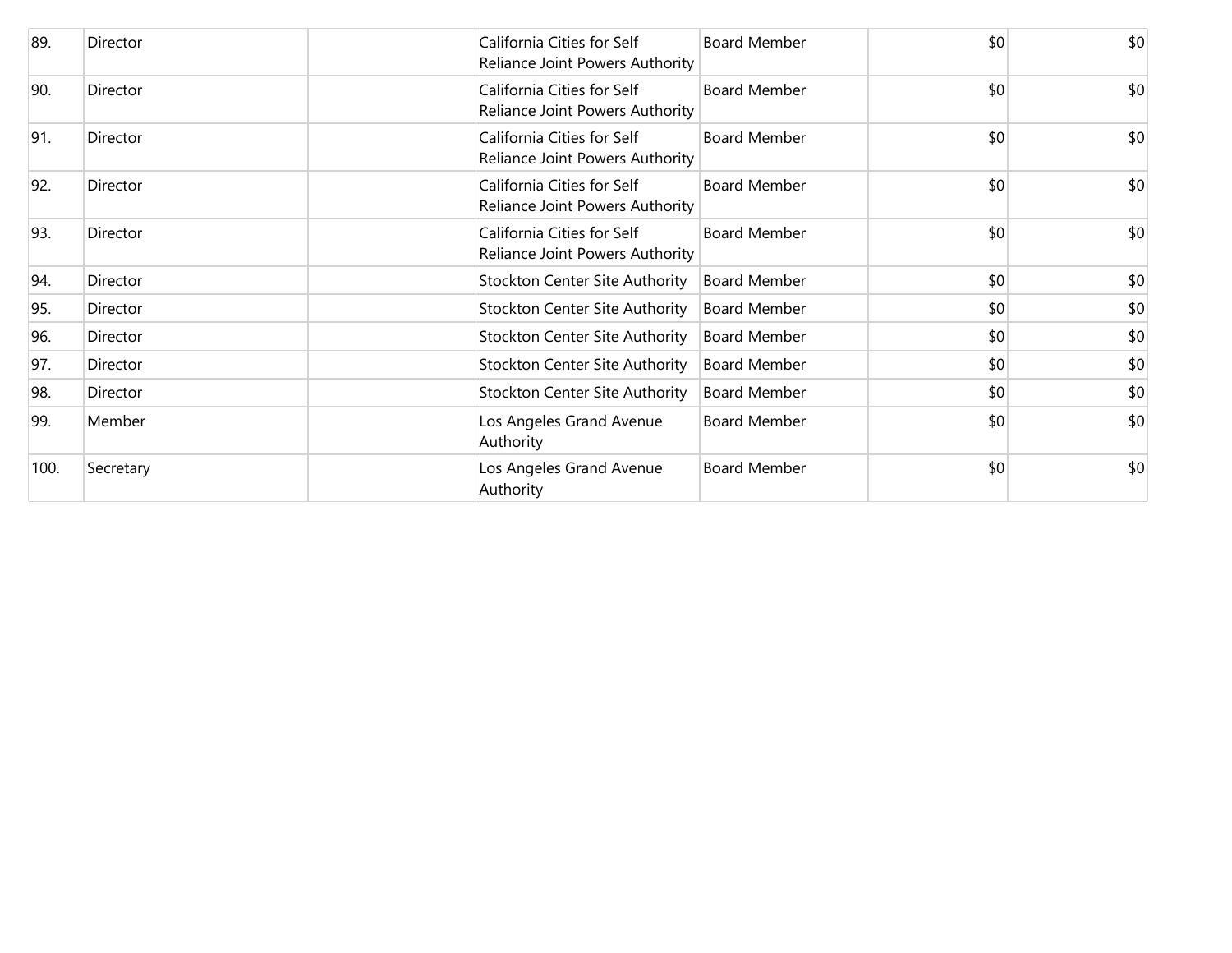| | | | | | | |
|---|---|---|---|---|---|---|
| 89. | Director | | California Cities for Self Reliance Joint Powers Authority | Board Member | $0 | $0 |
| 90. | Director | | California Cities for Self Reliance Joint Powers Authority | Board Member | $0 | $0 |
| 91. | Director | | California Cities for Self Reliance Joint Powers Authority | Board Member | $0 | $0 |
| 92. | Director | | California Cities for Self Reliance Joint Powers Authority | Board Member | $0 | $0 |
| 93. | Director | | California Cities for Self Reliance Joint Powers Authority | Board Member | $0 | $0 |
| 94. | Director | | Stockton Center Site Authority | Board Member | $0 | $0 |
| 95. | Director | | Stockton Center Site Authority | Board Member | $0 | $0 |
| 96. | Director | | Stockton Center Site Authority | Board Member | $0 | $0 |
| 97. | Director | | Stockton Center Site Authority | Board Member | $0 | $0 |
| 98. | Director | | Stockton Center Site Authority | Board Member | $0 | $0 |
| 99. | Member | | Los Angeles Grand Avenue Authority | Board Member | $0 | $0 |
| 100. | Secretary | | Los Angeles Grand Avenue Authority | Board Member | $0 | $0 |